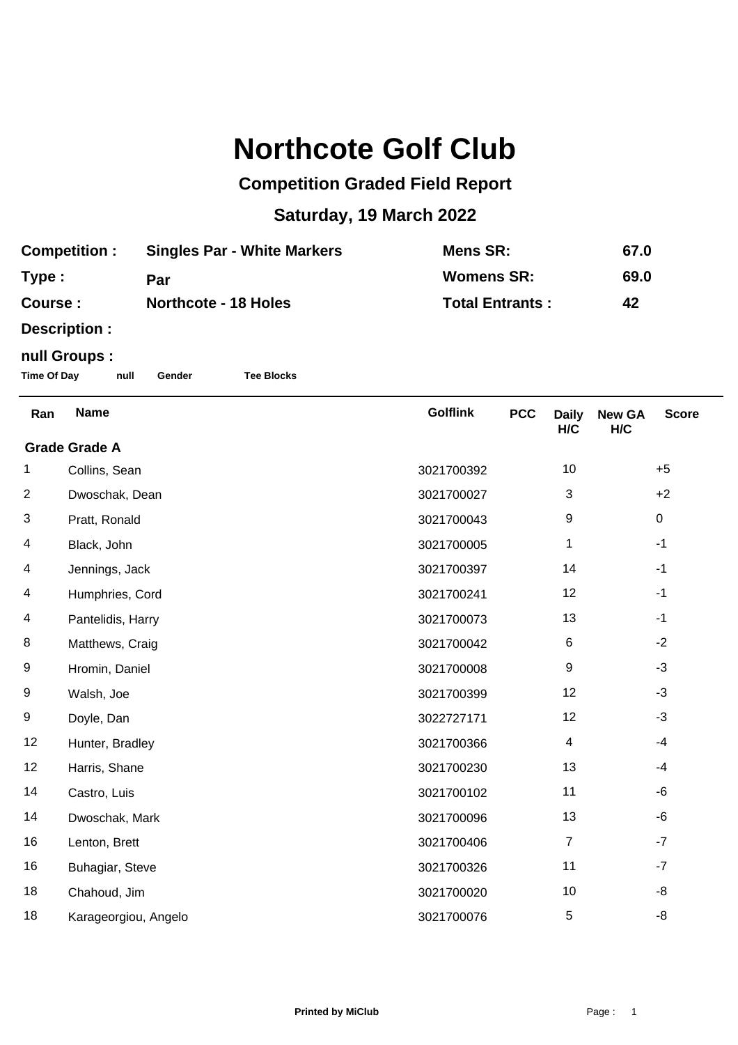# Northcote Golf Club

## Competition Graded Field Report

## Saturday, 19 March 2022

| | | | |
|---|---|---|---|
| **Competition :** | **Singles Par - White Markers** | **Mens SR:** | **67.0** |
| **Type :** | **Par** | **Womens SR:** | **69.0** |
| **Course :** | **Northcote - 18 Holes** | **Total Entrants :** | **42** |

**Description :**

**null Groups :**

**Time Of Day** **null** **Gender** **Tee Blocks**

| Ran | Name | Golflink | PCC | Daily H/C | New GA H/C | Score |
|---|---|---|---|---|---|---|
| **Grade Grade A** | | | | | | |
| 1 | Collins, Sean | 3021700392 | | 10 | | +5 |
| 2 | Dwoschak, Dean | 3021700027 | | 3 | | +2 |
| 3 | Pratt, Ronald | 3021700043 | | 9 | | 0 |
| 4 | Black, John | 3021700005 | | 1 | | -1 |
| 4 | Jennings, Jack | 3021700397 | | 14 | | -1 |
| 4 | Humphries, Cord | 3021700241 | | 12 | | -1 |
| 4 | Pantelidis, Harry | 3021700073 | | 13 | | -1 |
| 8 | Matthews, Craig | 3021700042 | | 6 | | -2 |
| 9 | Hromin, Daniel | 3021700008 | | 9 | | -3 |
| 9 | Walsh, Joe | 3021700399 | | 12 | | -3 |
| 9 | Doyle, Dan | 3022727171 | | 12 | | -3 |
| 12 | Hunter, Bradley | 3021700366 | | 4 | | -4 |
| 12 | Harris, Shane | 3021700230 | | 13 | | -4 |
| 14 | Castro, Luis | 3021700102 | | 11 | | -6 |
| 14 | Dwoschak, Mark | 3021700096 | | 13 | | -6 |
| 16 | Lenton, Brett | 3021700406 | | 7 | | -7 |
| 16 | Buhagiar, Steve | 3021700326 | | 11 | | -7 |
| 18 | Chahoud, Jim | 3021700020 | | 10 | | -8 |
| 18 | Karageorgiou, Angelo | 3021700076 | | 5 | | -8 |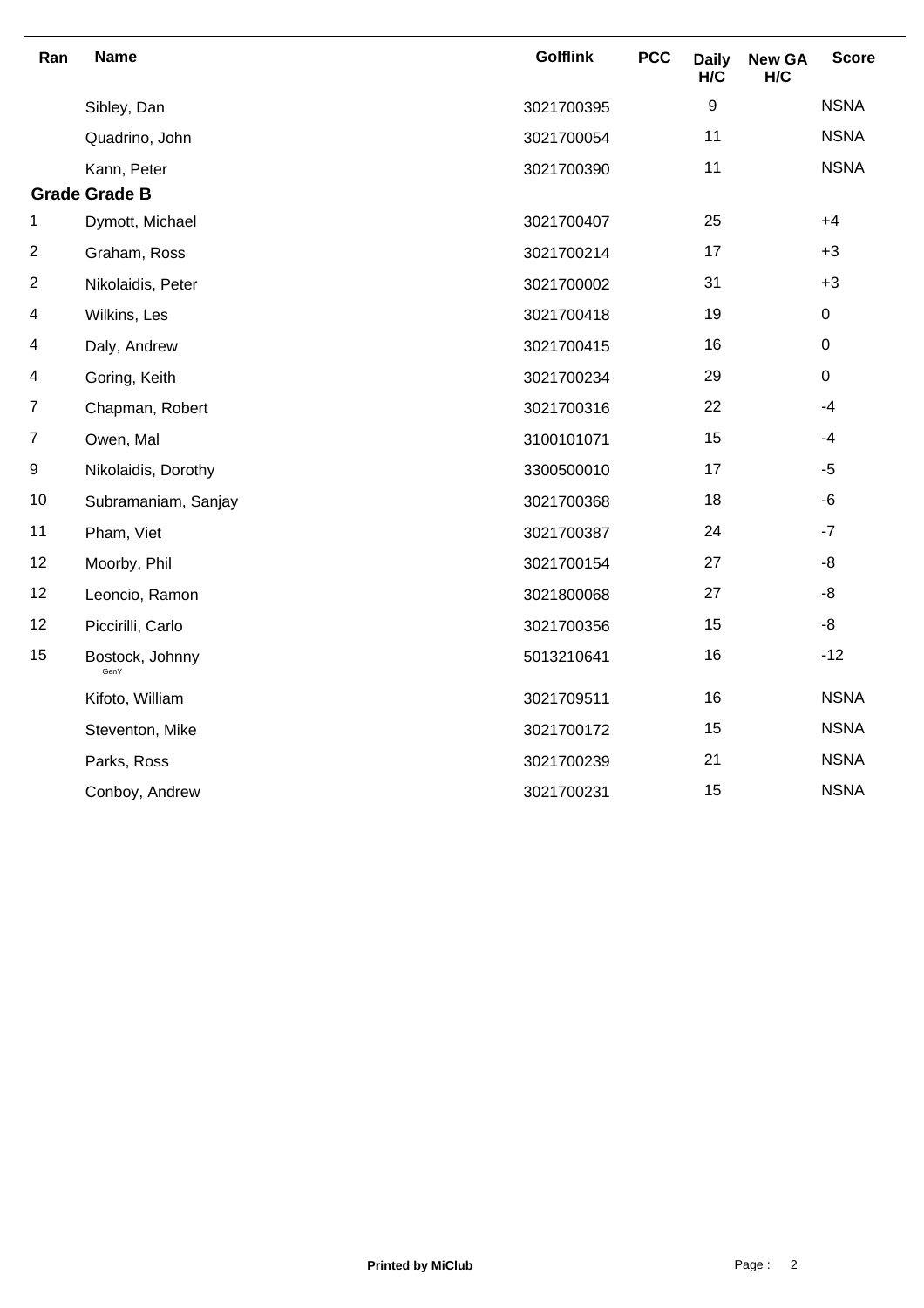| Ran | Name | Golflink | PCC | Daily H/C | New GA H/C | Score |
|---|---|---|---|---|---|---|
| | Sibley, Dan | 3021700395 | | 9 | | NSNA |
| | Quadrino, John | 3021700054 | | 11 | | NSNA |
| | Kann, Peter | 3021700390 | | 11 | | NSNA |
| **Grade** | **Grade B** | | | | | |
| 1 | Dymott, Michael | 3021700407 | | 25 | | +4 |
| 2 | Graham, Ross | 3021700214 | | 17 | | +3 |
| 2 | Nikolaidis, Peter | 3021700002 | | 31 | | +3 |
| 4 | Wilkins, Les | 3021700418 | | 19 | | 0 |
| 4 | Daly, Andrew | 3021700415 | | 16 | | 0 |
| 4 | Goring, Keith | 3021700234 | | 29 | | 0 |
| 7 | Chapman, Robert | 3021700316 | | 22 | | -4 |
| 7 | Owen, Mal | 3100101071 | | 15 | | -4 |
| 9 | Nikolaidis, Dorothy | 3300500010 | | 17 | | -5 |
| 10 | Subramaniam, Sanjay | 3021700368 | | 18 | | -6 |
| 11 | Pham, Viet | 3021700387 | | 24 | | -7 |
| 12 | Moorby, Phil | 3021700154 | | 27 | | -8 |
| 12 | Leoncio, Ramon | 3021800068 | | 27 | | -8 |
| 12 | Piccirilli, Carlo | 3021700356 | | 15 | | -8 |
| 15 | Bostock, Johnny GenY | 5013210641 | | 16 | | -12 |
| | Kifoto, William | 3021709511 | | 16 | | NSNA |
| | Steventon, Mike | 3021700172 | | 15 | | NSNA |
| | Parks, Ross | 3021700239 | | 21 | | NSNA |
| | Conboy, Andrew | 3021700231 | | 15 | | NSNA |

**Printed by MiClub**